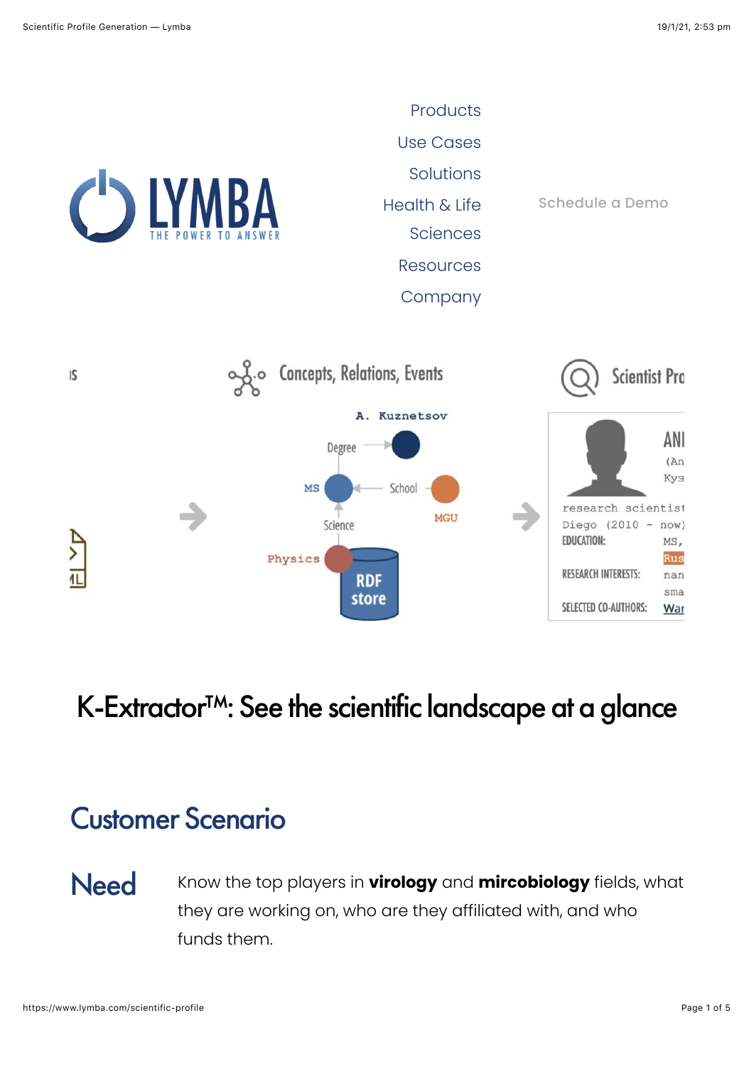Products

Use Cases

Solutions

Health & Life Sciences

Resources

Company

Schedule a Demo

# K-Extractor™: See the scientific landscape at a glance

## Customer Scenario

### Need

Know the top players in **virology** and **mircobiology** fields, what they are working on, who are they affiliated with, and who funds them.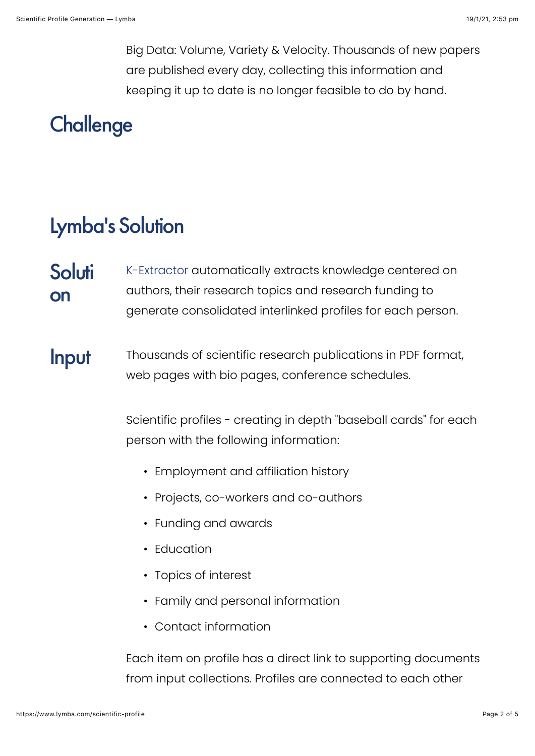Big Data: Volume, Variety & Velocity. Thousands of new papers are published every day, collecting this information and keeping it up to date is no longer feasible to do by hand.

## Challenge

## Lymba's Solution

### Solution

K-Extractor automatically extracts knowledge centered on authors, their research topics and research funding to generate consolidated interlinked profiles for each person.

### Input

Thousands of scientific research publications in PDF format, web pages with bio pages, conference schedules.

Scientific profiles - creating in depth "baseball cards" for each person with the following information:

- Employment and affiliation history
- Projects, co-workers and co-authors
- Funding and awards
- Education
- Topics of interest
- Family and personal information
- Contact information

Each item on profile has a direct link to supporting documents from input collections. Profiles are connected to each other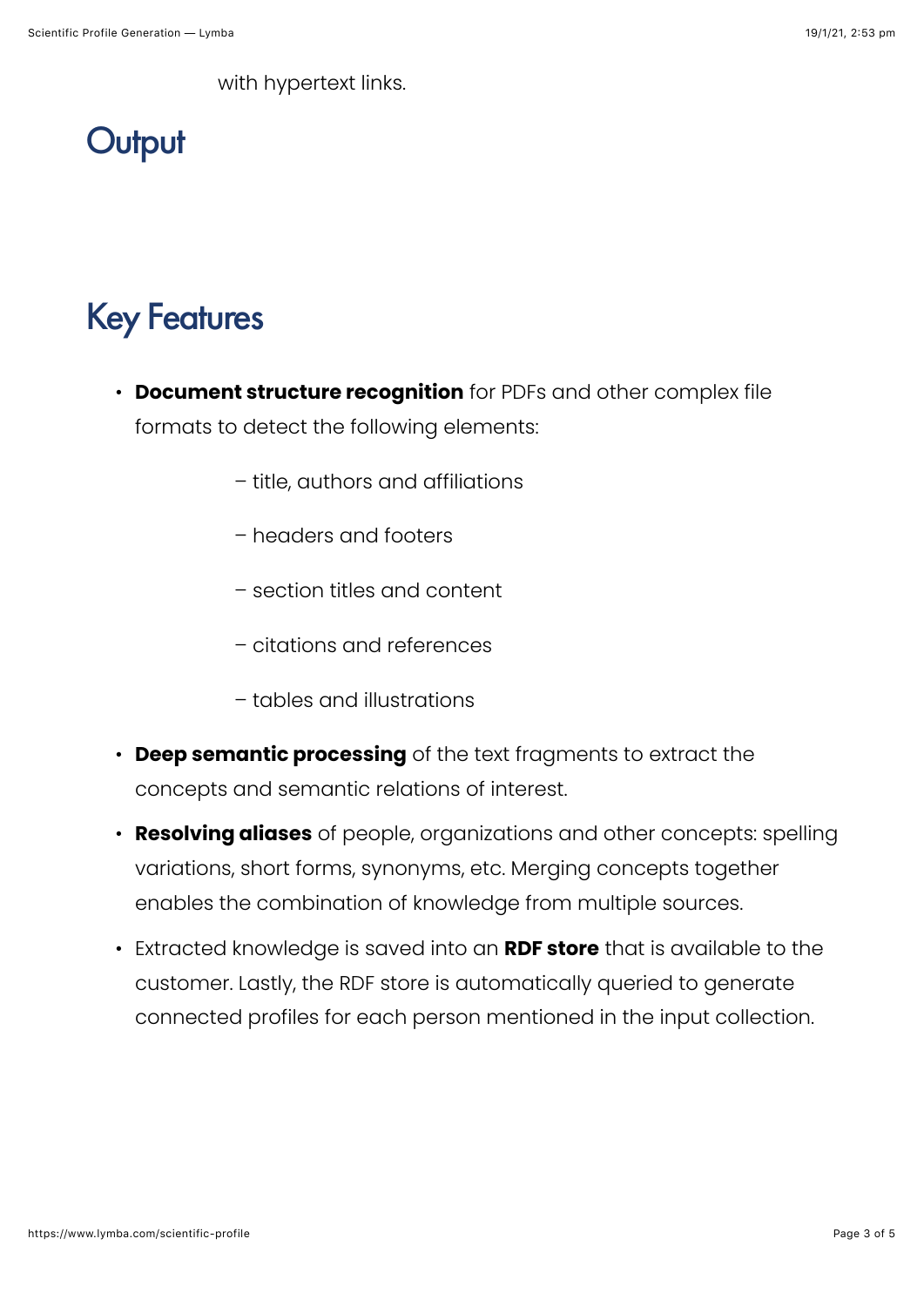with hypertext links.

## Output

## Key Features

- **Document structure recognition** for PDFs and other complex file formats to detect the following elements:
  - – title, authors and affiliations
  - – headers and footers
  - – section titles and content
  - – citations and references
  - – tables and illustrations
- **Deep semantic processing** of the text fragments to extract the concepts and semantic relations of interest.
- **Resolving aliases** of people, organizations and other concepts: spelling variations, short forms, synonyms, etc. Merging concepts together enables the combination of knowledge from multiple sources.
- Extracted knowledge is saved into an **RDF store** that is available to the customer. Lastly, the RDF store is automatically queried to generate connected profiles for each person mentioned in the input collection.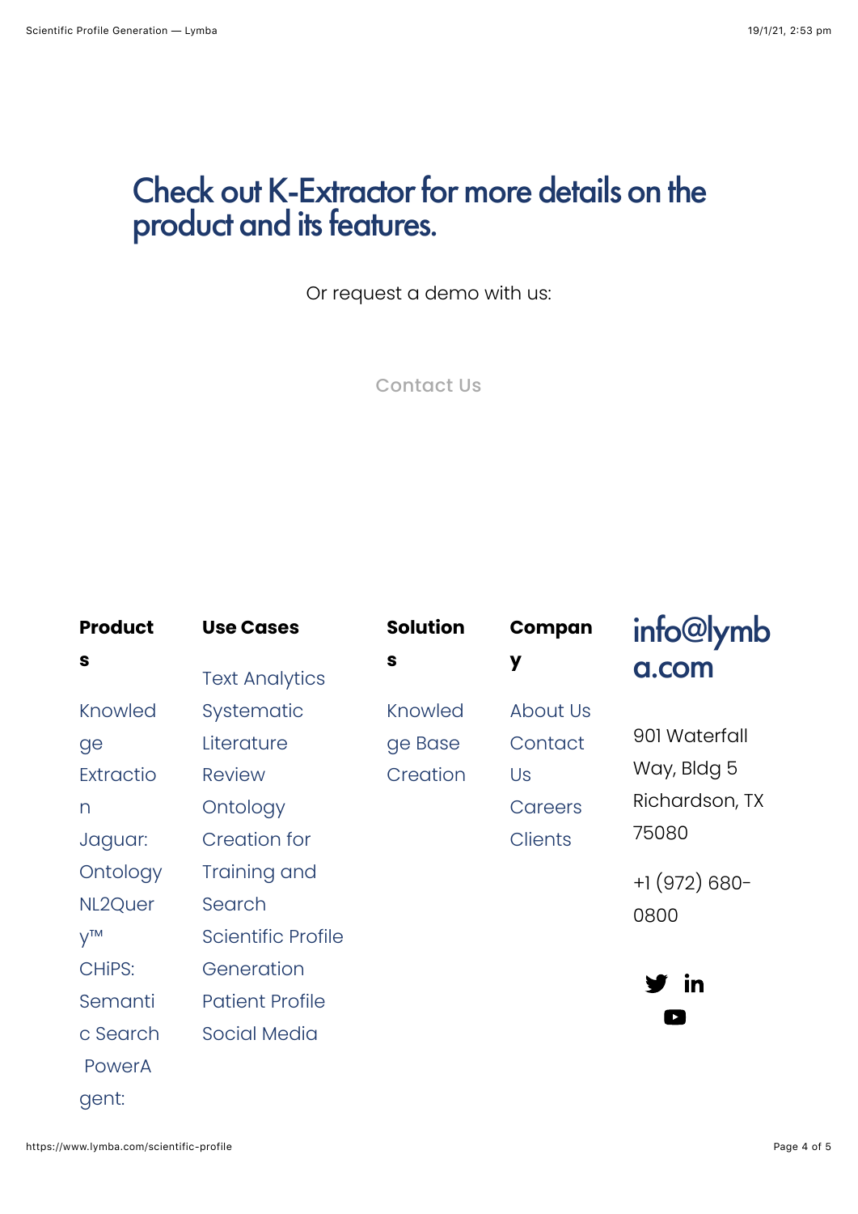# Check out K-Extractor for more details on the product and its features.

Or request a demo with us:

Contact Us

**Products**

- Knowledge Extraction
- Jaguar: Ontology
- NL2Query™
- CHiPS: Semantic Search
- PowerAgent:

**Use Cases**

- Text Analytics
- Systematic Literature Review
- Ontology Creation for Training and Search
- Scientific Profile Generation
- Patient Profile
- Social Media

**Solutions**

- Knowledge Base Creation

**Company**

- About Us
- Contact Us
- Careers
- Clients

**info@lymba.com**

901 Waterfall Way, Bldg 5
Richardson, TX 75080

+1 (972) 680-0800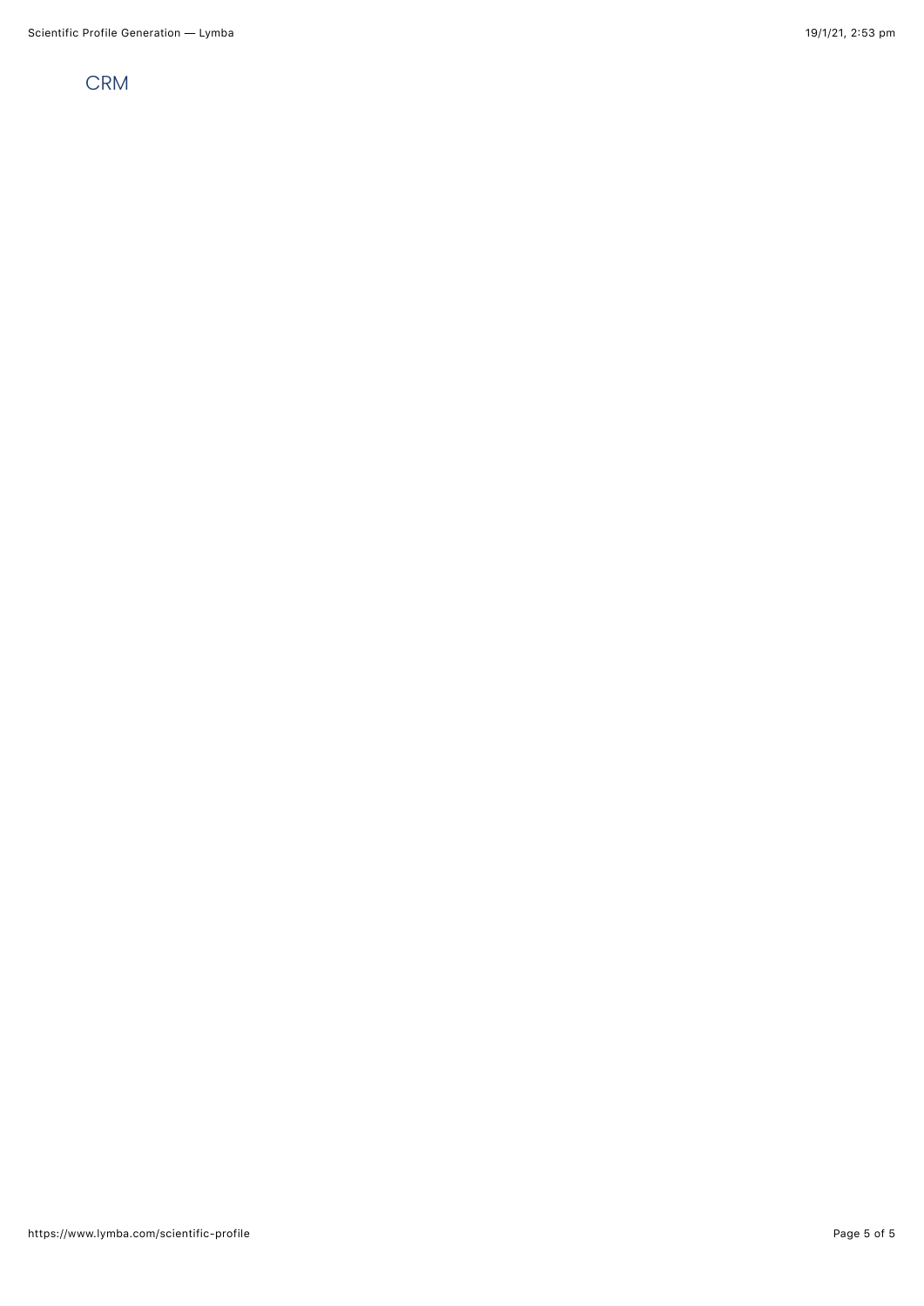CRM